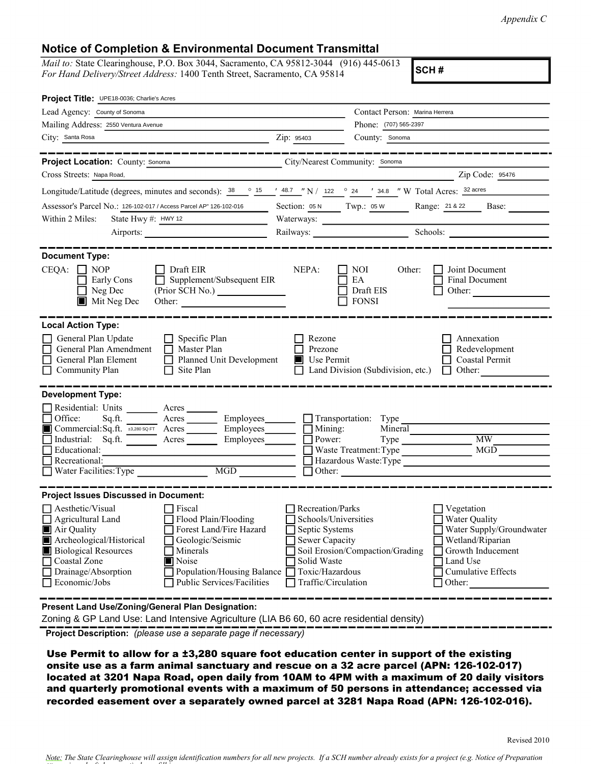*Appendix C*

# Notice of Completion & Environmental Document Transmittal

*Mail to:* State Clearinghouse, P.O. Box 3044, Sacramento, CA 95812-3044 (916) 445-0613
*For Hand Delivery/Street Address:* 1400 Tenth Street, Sacramento, CA 95814

**SCH #**

**Project Title:** UPE18-0036; Charlie's Acres

Lead Agency: County of Sonoma
Contact Person: Marina Herrera
Mailing Address: 2550 Ventura Avenue
Phone: (707) 565-2397
City: Santa Rosa
Zip: 95403
County: Sonoma

---

**Project Location:** County: Sonoma
City/Nearest Community: Sonoma
Cross Streets: Napa Road,
Zip Code: 95476
Longitude/Latitude (degrees, minutes and seconds): 38 ° 15 ′ 48.7 ″ N / 122 ° 24 ′ 34.8 ″ W Total Acres: 32 acres
Assessor's Parcel No.: 126-102-017 / Access Parcel AP" 126-102-016
Section: 05 N Twp.: 05 W Range: 21 & 22 Base:
Within 2 Miles: State Hwy #: HWY 12
Waterways:
Airports:
Railways:
Schools:

---

**Document Type:**

CEQA:
- [ ] NOP
- [ ] Early Cons
- [ ] Neg Dec
- [x] Mit Neg Dec
- [ ] Draft EIR
- [ ] Supplement/Subsequent EIR (Prior SCH No.)
- Other:

NEPA:
- [ ] NOI
- [ ] EA
- [ ] Draft EIS
- [ ] FONSI

Other:
- [ ] Joint Document
- [ ] Final Document
- [ ] Other:

---

**Local Action Type:**

- [ ] General Plan Update
- [ ] General Plan Amendment
- [ ] General Plan Element
- [ ] Community Plan
- [ ] Specific Plan
- [ ] Master Plan
- [ ] Planned Unit Development
- [ ] Site Plan
- [ ] Rezone
- [ ] Prezone
- [x] Use Permit
- [ ] Land Division (Subdivision, etc.)
- [ ] Annexation
- [ ] Redevelopment
- [ ] Coastal Permit
- [ ] Other:

---

**Development Type:**

- [ ] Residential: Units ___ Acres ___
- [ ] Office: Sq.ft. ___ Acres ___ Employees ___
- [x] Commercial: Sq.ft. ±3,280 SQ FT Acres ___ Employees ___
- [ ] Industrial: Sq.ft. ___ Acres ___ Employees ___
- [ ] Educational:
- [ ] Recreational:
- [ ] Water Facilities: Type ___ MGD ___
- [ ] Transportation: Type
- [ ] Mining: Mineral
- [ ] Power: Type ___ MW
- [ ] Waste Treatment: Type ___ MGD
- [ ] Hazardous Waste: Type
- [ ] Other:

---

**Project Issues Discussed in Document:**

- [ ] Aesthetic/Visual
- [ ] Agricultural Land
- [x] Air Quality
- [x] Archeological/Historical
- [x] Biological Resources
- [ ] Coastal Zone
- [ ] Drainage/Absorption
- [ ] Economic/Jobs
- [ ] Fiscal
- [ ] Flood Plain/Flooding
- [ ] Forest Land/Fire Hazard
- [ ] Geologic/Seismic
- [ ] Minerals
- [x] Noise
- [ ] Population/Housing Balance
- [ ] Public Services/Facilities
- [ ] Recreation/Parks
- [ ] Schools/Universities
- [ ] Septic Systems
- [ ] Sewer Capacity
- [ ] Soil Erosion/Compaction/Grading
- [ ] Solid Waste
- [ ] Toxic/Hazardous
- [ ] Traffic/Circulation
- [ ] Vegetation
- [ ] Water Quality
- [ ] Water Supply/Groundwater
- [ ] Wetland/Riparian
- [ ] Growth Inducement
- [ ] Land Use
- [ ] Cumulative Effects
- [ ] Other:

---

**Present Land Use/Zoning/General Plan Designation:**

Zoning & GP Land Use: Land Intensive Agriculture (LIA B6 60, 60 acre residential density)

**Project Description:** *(please use a separate page if necessary)*

**Use Permit to allow for a ±3,280 square foot education center in support of the existing onsite use as a farm animal sanctuary and rescue on a 32 acre parcel (APN: 126-102-017) located at 3201 Napa Road, open daily from 10AM to 4PM with a maximum of 20 daily visitors and quarterly promotional events with a maximum of 50 persons in attendance; accessed via recorded easement over a separately owned parcel at 3281 Napa Road (APN: 126-102-016).**

Revised 2010

*Note: The State Clearinghouse will assign identification numbers for all new projects. If a SCH number already exists for a project (e.g. Notice of Preparation*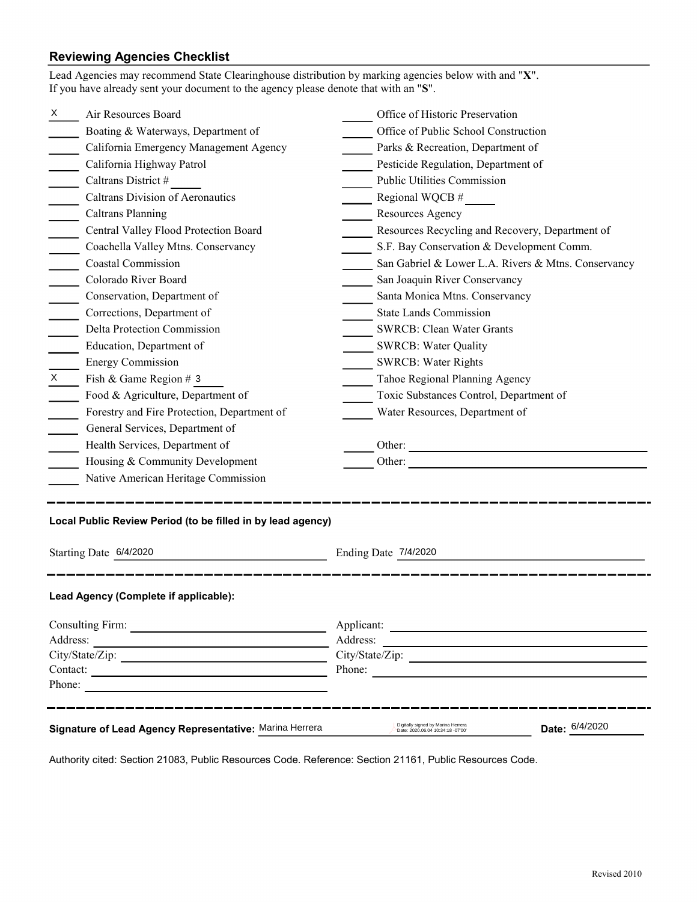## Reviewing Agencies Checklist

Lead Agencies may recommend State Clearinghouse distribution by marking agencies below with and "**X**".
If you have already sent your document to the agency please denote that with an "**S**".

X Air Resources Board
___ Boating & Waterways, Department of
___ California Emergency Management Agency
___ California Highway Patrol
___ Caltrans District # ___
___ Caltrans Division of Aeronautics
___ Caltrans Planning
___ Central Valley Flood Protection Board
___ Coachella Valley Mtns. Conservancy
___ Coastal Commission
___ Colorado River Board
___ Conservation, Department of
___ Corrections, Department of
___ Delta Protection Commission
___ Education, Department of
___ Energy Commission
X Fish & Game Region # 3
___ Food & Agriculture, Department of
___ Forestry and Fire Protection, Department of
___ General Services, Department of
___ Health Services, Department of
___ Housing & Community Development
___ Native American Heritage Commission
___ Office of Historic Preservation
___ Office of Public School Construction
___ Parks & Recreation, Department of
___ Pesticide Regulation, Department of
___ Public Utilities Commission
___ Regional WQCB # ___
___ Resources Agency
___ Resources Recycling and Recovery, Department of
___ S.F. Bay Conservation & Development Comm.
___ San Gabriel & Lower L.A. Rivers & Mtns. Conservancy
___ San Joaquin River Conservancy
___ Santa Monica Mtns. Conservancy
___ State Lands Commission
___ SWRCB: Clean Water Grants
___ SWRCB: Water Quality
___ SWRCB: Water Rights
___ Tahoe Regional Planning Agency
___ Toxic Substances Control, Department of
___ Water Resources, Department of

___ Other: ___
___ Other: ___

---

**Local Public Review Period (to be filled in by lead agency)**

Starting Date 6/4/2020 Ending Date 7/4/2020

---

**Lead Agency (Complete if applicable):**

Consulting Firm: ___
Address: ___
City/State/Zip: ___
Contact: ___
Phone: ___

Applicant: ___
Address: ___
City/State/Zip: ___
Phone: ___

---

**Signature of Lead Agency Representative:** Marina Herrera Digitally signed by Marina Herrera Date: 2020.06.04 10:34:18 -07'00' **Date:** 6/4/2020

Authority cited: Section 21083, Public Resources Code. Reference: Section 21161, Public Resources Code.

Revised 2010